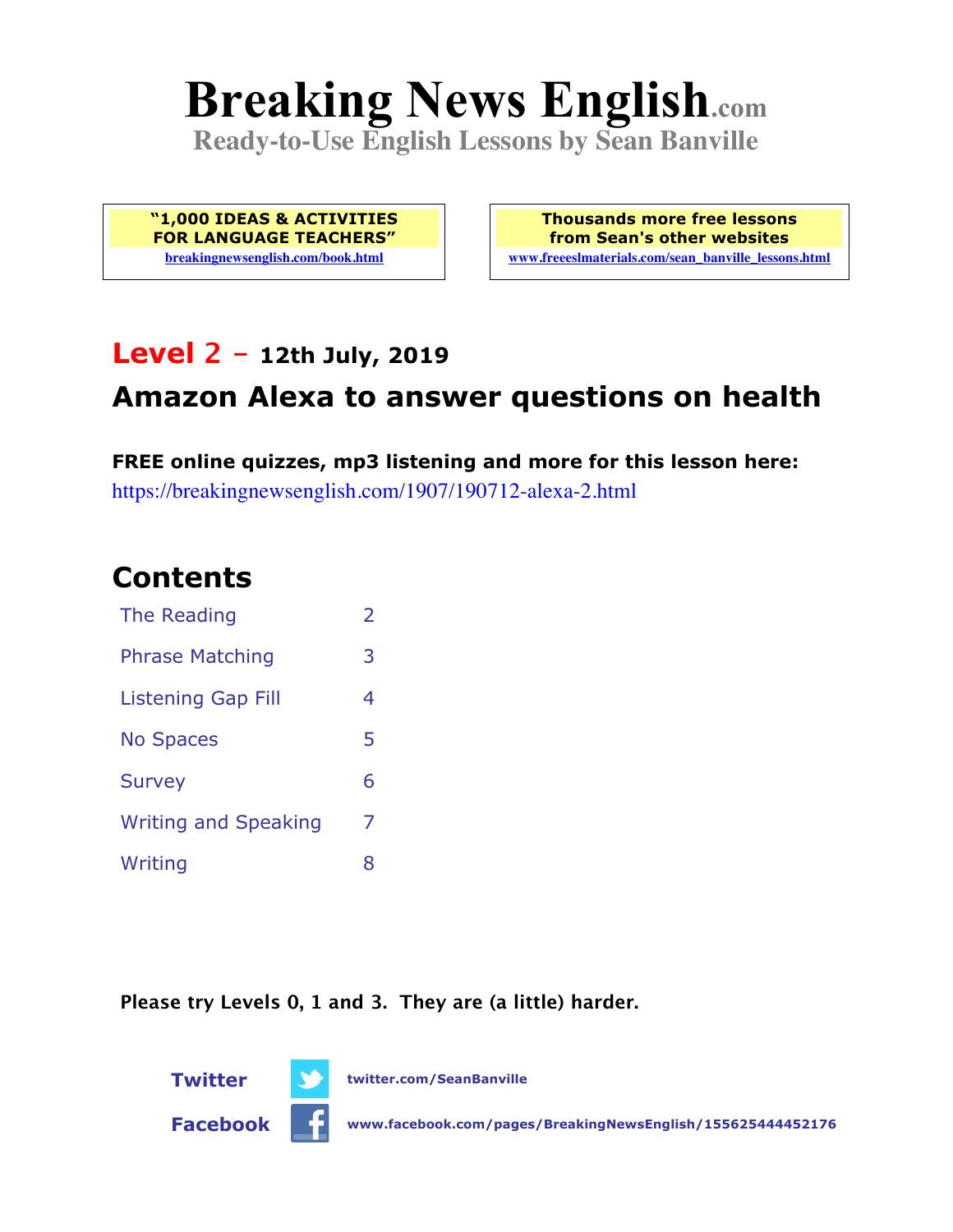# Breaking News English.com

**Ready-to-Use English Lessons by Sean Banville**

**"1,000 IDEAS & ACTIVITIES FOR LANGUAGE TEACHERS"**
breakingnewsenglish.com/book.html

**Thousands more free lessons from Sean's other websites**
www.freeeslmaterials.com/sean_banville_lessons.html

## Level 2 – 12th July, 2019

## Amazon Alexa to answer questions on health

**FREE online quizzes, mp3 listening and more for this lesson here:**
https://breakingnewsenglish.com/1907/190712-alexa-2.html

## Contents

| | |
|---|---|
| The Reading | 2 |
| Phrase Matching | 3 |
| Listening Gap Fill | 4 |
| No Spaces | 5 |
| Survey | 6 |
| Writing and Speaking | 7 |
| Writing | 8 |

**Please try Levels 0, 1 and 3. They are (a little) harder.**

**Twitter** twitter.com/SeanBanville

**Facebook** www.facebook.com/pages/BreakingNewsEnglish/155625444452176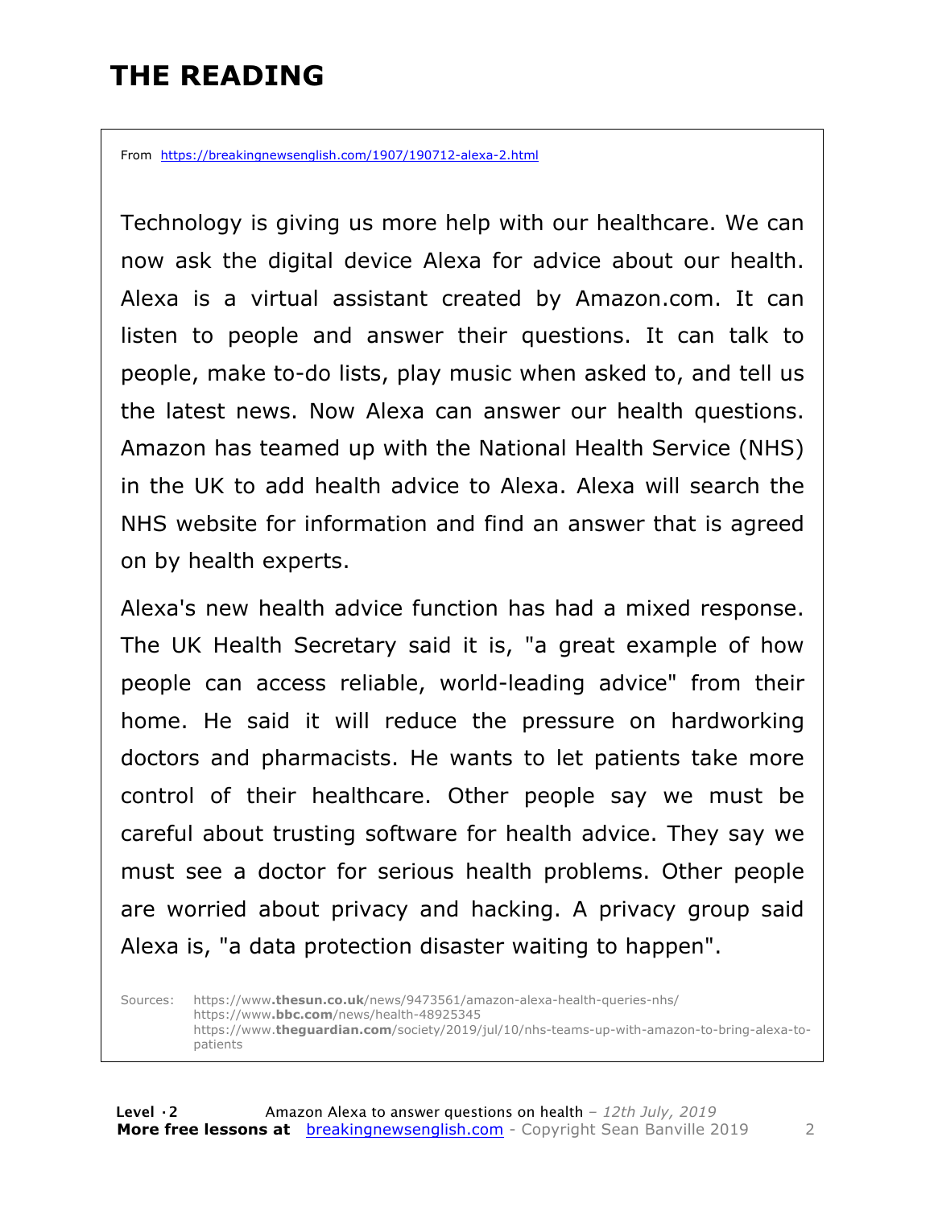# THE READING

From https://breakingnewsenglish.com/1907/190712-alexa-2.html

Technology is giving us more help with our healthcare. We can now ask the digital device Alexa for advice about our health. Alexa is a virtual assistant created by Amazon.com. It can listen to people and answer their questions. It can talk to people, make to-do lists, play music when asked to, and tell us the latest news. Now Alexa can answer our health questions. Amazon has teamed up with the National Health Service (NHS) in the UK to add health advice to Alexa. Alexa will search the NHS website for information and find an answer that is agreed on by health experts.

Alexa's new health advice function has had a mixed response. The UK Health Secretary said it is, "a great example of how people can access reliable, world-leading advice" from their home. He said it will reduce the pressure on hardworking doctors and pharmacists. He wants to let patients take more control of their healthcare. Other people say we must be careful about trusting software for health advice. They say we must see a doctor for serious health problems. Other people are worried about privacy and hacking. A privacy group said Alexa is, "a data protection disaster waiting to happen".

Sources: https://www.**thesun.co.uk**/news/9473561/amazon-alexa-health-queries-nhs/
https://www.**bbc.com**/news/health-48925345
https://www.**theguardian.com**/society/2019/jul/10/nhs-teams-up-with-amazon-to-bring-alexa-to-patients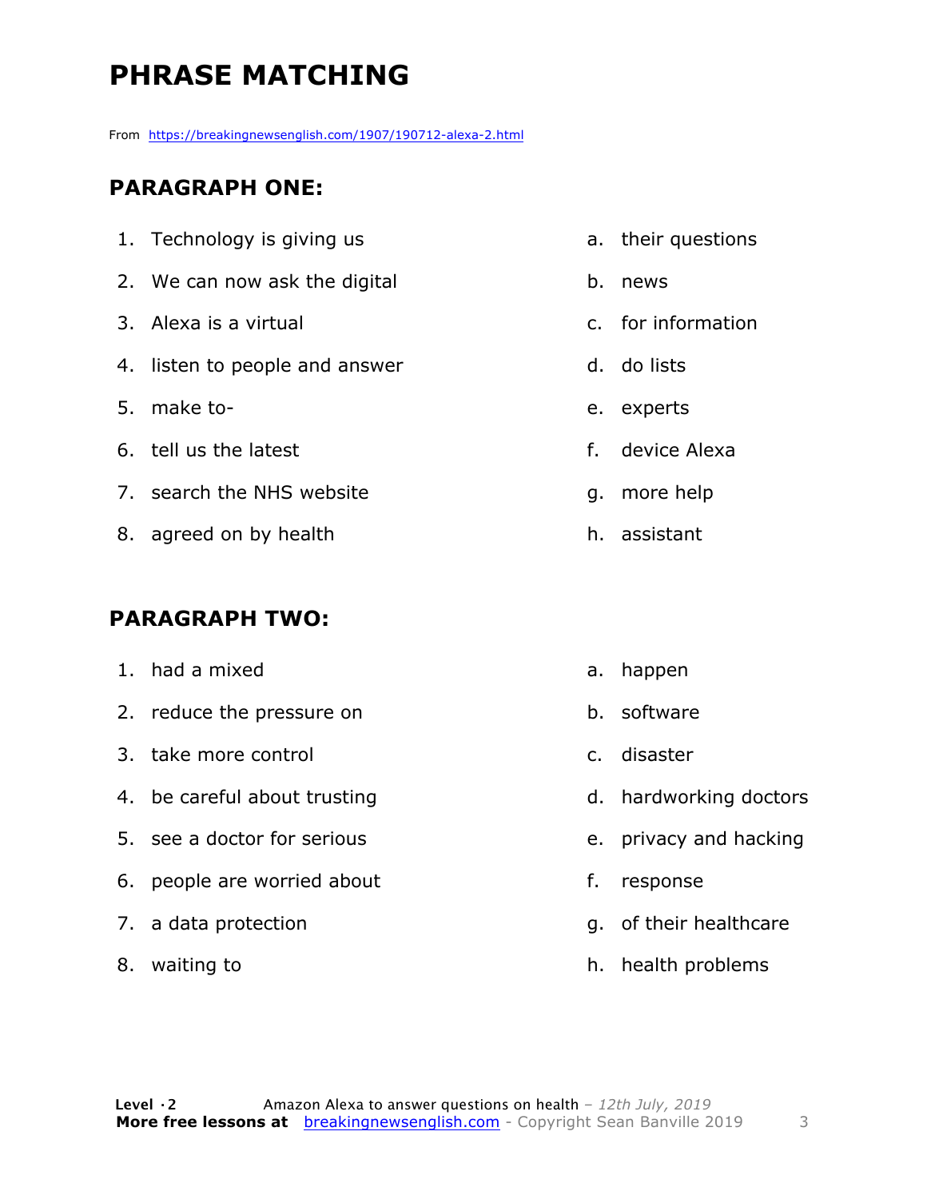# PHRASE MATCHING

From https://breakingnewsenglish.com/1907/190712-alexa-2.html

## PARAGRAPH ONE:

1. Technology is giving us
2. We can now ask the digital
3. Alexa is a virtual
4. listen to people and answer
5. make to-
6. tell us the latest
7. search the NHS website
8. agreed on by health

a. their questions
b. news
c. for information
d. do lists
e. experts
f. device Alexa
g. more help
h. assistant

## PARAGRAPH TWO:

1. had a mixed
2. reduce the pressure on
3. take more control
4. be careful about trusting
5. see a doctor for serious
6. people are worried about
7. a data protection
8. waiting to

a. happen
b. software
c. disaster
d. hardworking doctors
e. privacy and hacking
f. response
g. of their healthcare
h. health problems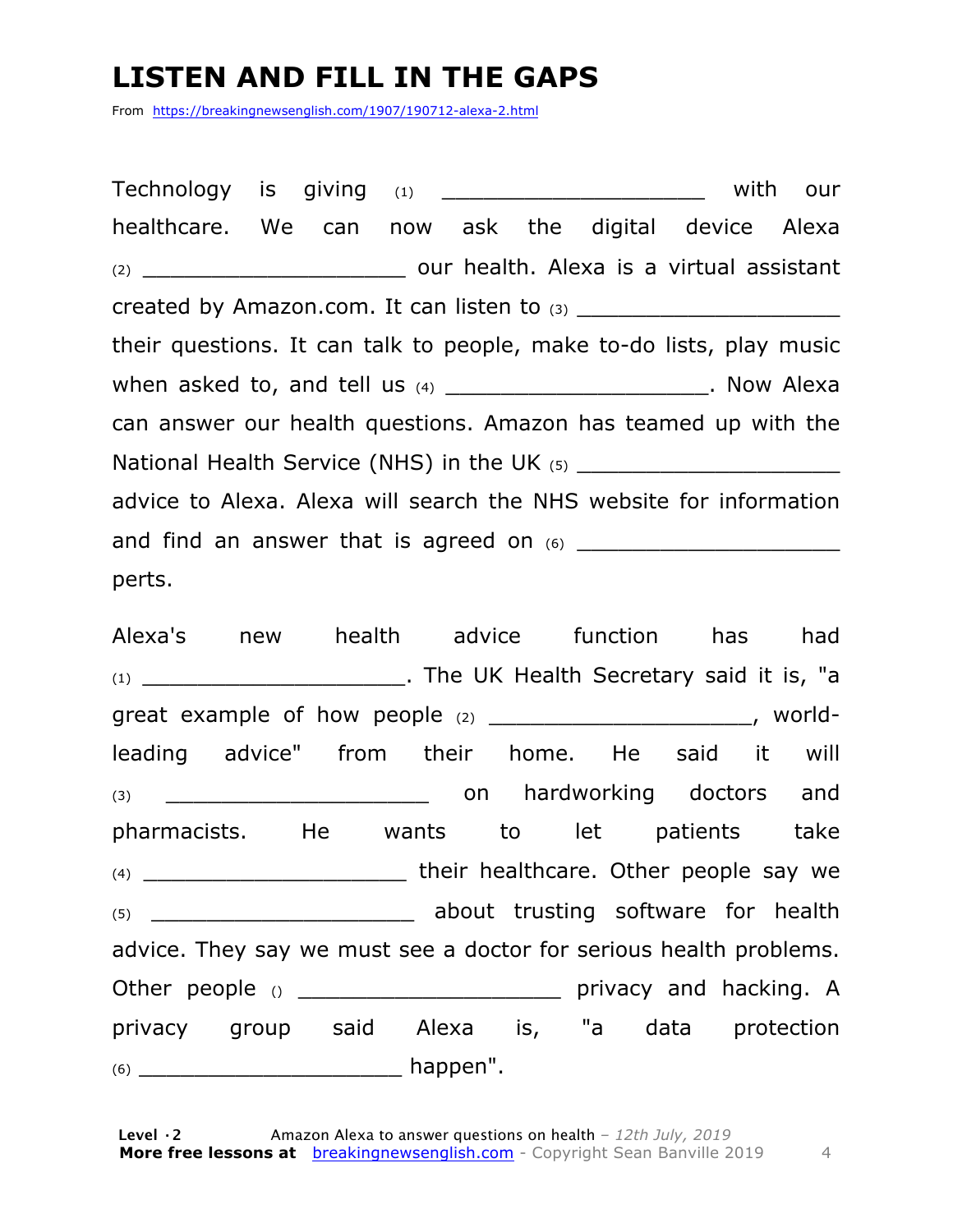# LISTEN AND FILL IN THE GAPS

From https://breakingnewsenglish.com/1907/190712-alexa-2.html

Technology is giving (1) ____________________ with our healthcare. We can now ask the digital device Alexa (2) ____________________ our health. Alexa is a virtual assistant created by Amazon.com. It can listen to (3) ____________________ their questions. It can talk to people, make to-do lists, play music when asked to, and tell us (4) ____________________. Now Alexa can answer our health questions. Amazon has teamed up with the National Health Service (NHS) in the UK (5) ____________________ advice to Alexa. Alexa will search the NHS website for information and find an answer that is agreed on (6) ____________________ perts.

Alexa's new health advice function has had (1) ____________________. The UK Health Secretary said it is, "a great example of how people (2) ____________________, world-leading advice" from their home. He said it will (3) ____________________ on hardworking doctors and pharmacists. He wants to let patients take (4) ____________________ their healthcare. Other people say we (5) ____________________ about trusting software for health advice. They say we must see a doctor for serious health problems. Other people () ____________________ privacy and hacking. A privacy group said Alexa is, "a data protection (6) ____________________ happen".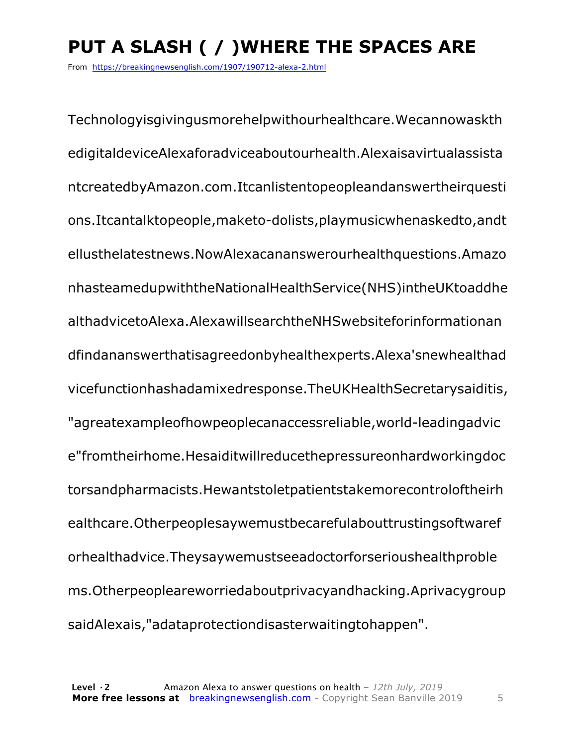# PUT A SLASH ( / )WHERE THE SPACES ARE

From https://breakingnewsenglish.com/1907/190712-alexa-2.html

Technologyisgivingusmorehelpwithourhealthcare.Wecannowaskth edigitaldeviceAlexaforadviceaboutourhealth.Alexaisavirtualassista ntcreatedbyAmazon.com.Itcanlistentopeopleandanswertheirquesti ons.Itcantalktopeople,maketo-dolists,playmusicwhenaskedto,andt ellusthelatestnews.NowAlexacananswerourhealthquestions.Amazo nhasteamedupwiththeNationalHealthService(NHS)intheUKtoaddhe althadvicetoAlexa.AlexawillsearchtheNHSwebsiteforinformationan dfindananswerthatisagreedonbyhealthexperts.Alexa'snewhealthad vicefunctionhashadamixedresponse.TheUKHealthSecretarysaiditis, "agreatexampleofhowpeoplecanaccessreliable,world-leadingadvic e"fromtheirhome.Hesaiditwillreducethepressureonhardworkingdoc torsandpharmacists.Hewantstoletpatientstakemorecontroloftheirh ealthcare.Otherpeoplesaywemustbecarefulabouttrustingsoftwaref orhealthadvice.Theysaywemustseeadoctorforserioushealthproble ms.Otherpeopleareworriedaboutprivacyandhacking.Aprivacygroup saidAlexais,"adataprotectiondisasterwaitingtohappen".

**Level ·2** Amazon Alexa to answer questions on health – *12th July, 2019*
**More free lessons at** breakingnewsenglish.com - Copyright Sean Banville 2019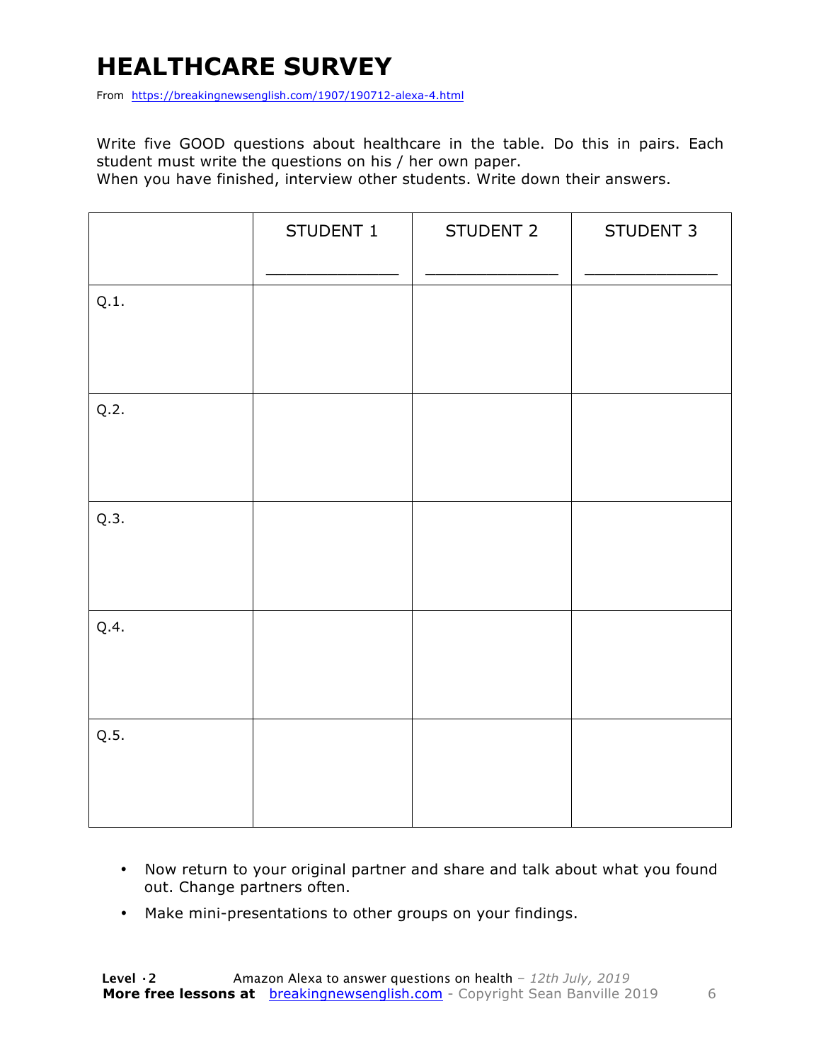# HEALTHCARE SURVEY

From https://breakingnewsenglish.com/1907/190712-alexa-4.html

Write five GOOD questions about healthcare in the table. Do this in pairs. Each student must write the questions on his / her own paper.
When you have finished, interview other students. Write down their answers.

| | STUDENT 1<br>_______________ | STUDENT 2<br>_______________ | STUDENT 3<br>_______________ |
|---|---|---|---|
| Q.1. | | | |
| Q.2. | | | |
| Q.3. | | | |
| Q.4. | | | |
| Q.5. | | | |

- Now return to your original partner and share and talk about what you found out. Change partners often.
- Make mini-presentations to other groups on your findings.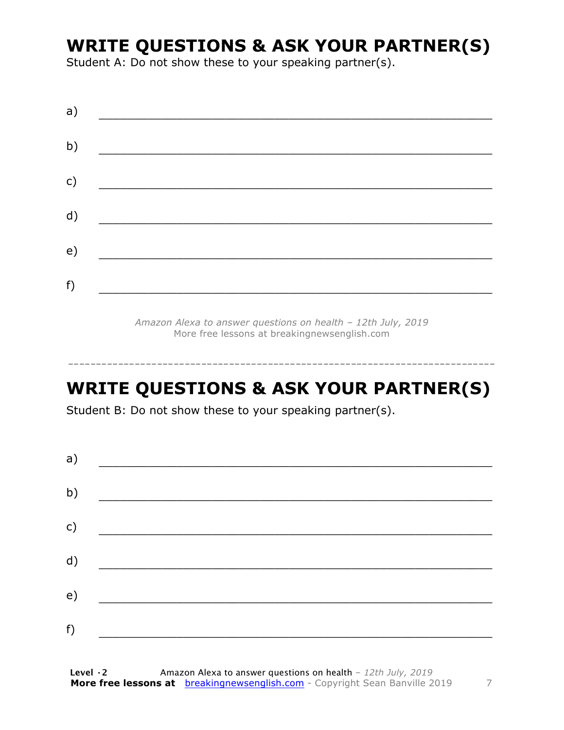## WRITE QUESTIONS & ASK YOUR PARTNER(S)

Student A: Do not show these to your speaking partner(s).

a) ___________________________________________________________

b) ___________________________________________________________

c) ___________________________________________________________

d) ___________________________________________________________

e) ___________________________________________________________

f) ___________________________________________________________

*Amazon Alexa to answer questions on health – 12th July, 2019*
More free lessons at breakingnewsenglish.com

---

## WRITE QUESTIONS & ASK YOUR PARTNER(S)

Student B: Do not show these to your speaking partner(s).

a) ___________________________________________________________

b) ___________________________________________________________

c) ___________________________________________________________

d) ___________________________________________________________

e) ___________________________________________________________

f) ___________________________________________________________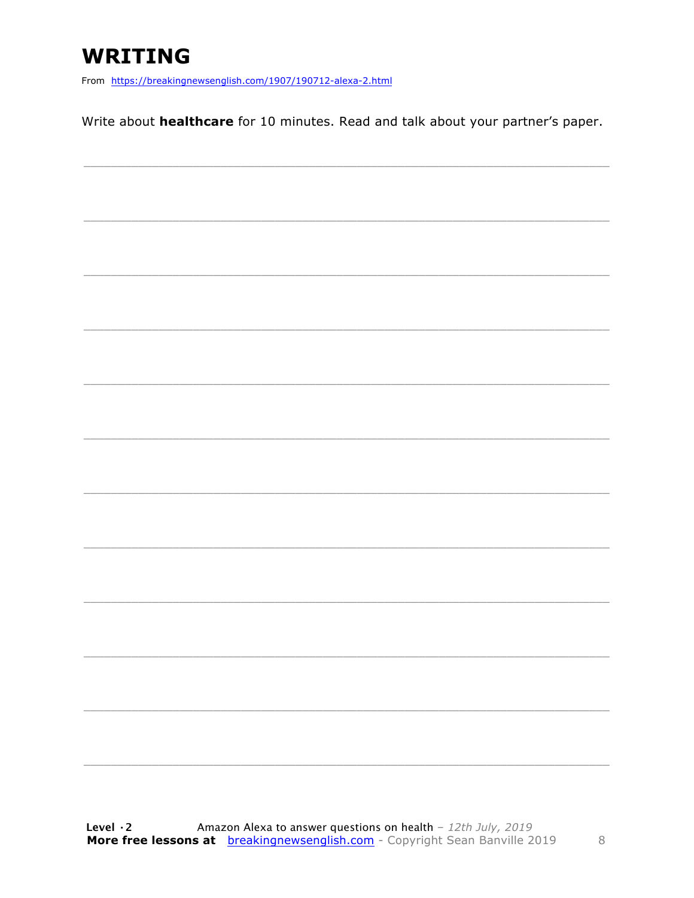# WRITING

From https://breakingnewsenglish.com/1907/190712-alexa-2.html

Write about **healthcare** for 10 minutes. Read and talk about your partner's paper.

___________________________________________________________________________

___________________________________________________________________________

___________________________________________________________________________

___________________________________________________________________________

___________________________________________________________________________

___________________________________________________________________________

___________________________________________________________________________

___________________________________________________________________________

___________________________________________________________________________

___________________________________________________________________________

___________________________________________________________________________

___________________________________________________________________________